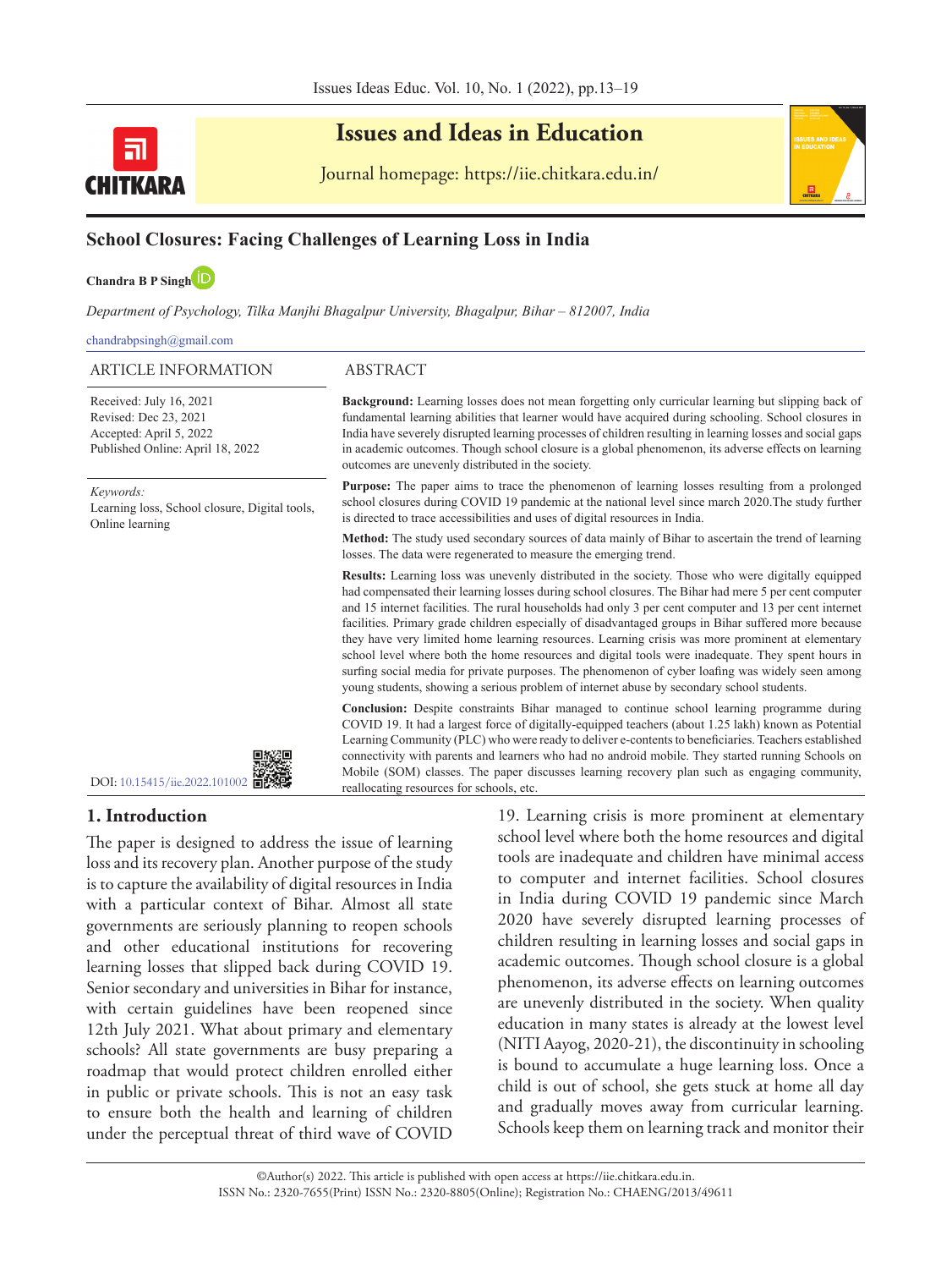# School Closures: Facing Challenges of Learning Loss in India

**Chandra B P Singh**

*Department of Psychology, Tilka Manjhi Bhagalpur University, Bhagalpur, Bihar – 812007, India*

chandrabpsingh@gmail.com

## ARTICLE INFORMATION

Received: July 16, 2021
Revised: Dec 23, 2021
Accepted: April 5, 2022
Published Online: April 18, 2022

*Keywords:*
Learning loss, School closure, Digital tools, Online learning

DOI: 10.15415/iie.2022.101002

## ABSTRACT

**Background:** Learning losses does not mean forgetting only curricular learning but slipping back of fundamental learning abilities that learner would have acquired during schooling. School closures in India have severely disrupted learning processes of children resulting in learning losses and social gaps in academic outcomes. Though school closure is a global phenomenon, its adverse effects on learning outcomes are unevenly distributed in the society.

**Purpose:** The paper aims to trace the phenomenon of learning losses resulting from a prolonged school closures during COVID 19 pandemic at the national level since march 2020.The study further is directed to trace accessibilities and uses of digital resources in India.

**Method:** The study used secondary sources of data mainly of Bihar to ascertain the trend of learning losses. The data were regenerated to measure the emerging trend.

**Results:** Learning loss was unevenly distributed in the society. Those who were digitally equipped had compensated their learning losses during school closures. The Bihar had mere 5 per cent computer and 15 internet facilities. The rural households had only 3 per cent computer and 13 per cent internet facilities. Primary grade children especially of disadvantaged groups in Bihar suffered more because they have very limited home learning resources. Learning crisis was more prominent at elementary school level where both the home resources and digital tools were inadequate. They spent hours in surfing social media for private purposes. The phenomenon of cyber loafing was widely seen among young students, showing a serious problem of internet abuse by secondary school students.

**Conclusion:** Despite constraints Bihar managed to continue school learning programme during COVID 19. It had a largest force of digitally-equipped teachers (about 1.25 lakh) known as Potential Learning Community (PLC) who were ready to deliver e-contents to beneficiaries. Teachers established connectivity with parents and learners who had no android mobile. They started running Schools on Mobile (SOM) classes. The paper discusses learning recovery plan such as engaging community, reallocating resources for schools, etc.

## 1. Introduction

The paper is designed to address the issue of learning loss and its recovery plan. Another purpose of the study is to capture the availability of digital resources in India with a particular context of Bihar. Almost all state governments are seriously planning to reopen schools and other educational institutions for recovering learning losses that slipped back during COVID 19. Senior secondary and universities in Bihar for instance, with certain guidelines have been reopened since 12th July 2021. What about primary and elementary schools? All state governments are busy preparing a roadmap that would protect children enrolled either in public or private schools. This is not an easy task to ensure both the health and learning of children under the perceptual threat of third wave of COVID 19. Learning crisis is more prominent at elementary school level where both the home resources and digital tools are inadequate and children have minimal access to computer and internet facilities. School closures in India during COVID 19 pandemic since March 2020 have severely disrupted learning processes of children resulting in learning losses and social gaps in academic outcomes. Though school closure is a global phenomenon, its adverse effects on learning outcomes are unevenly distributed in the society. When quality education in many states is already at the lowest level (NITI Aayog, 2020-21), the discontinuity in schooling is bound to accumulate a huge learning loss. Once a child is out of school, she gets stuck at home all day and gradually moves away from curricular learning. Schools keep them on learning track and monitor their

©Author(s) 2022. This article is published with open access at https://iie.chitkara.edu.in.
ISSN No.: 2320-7655(Print) ISSN No.: 2320-8805(Online); Registration No.: CHAENG/2013/49611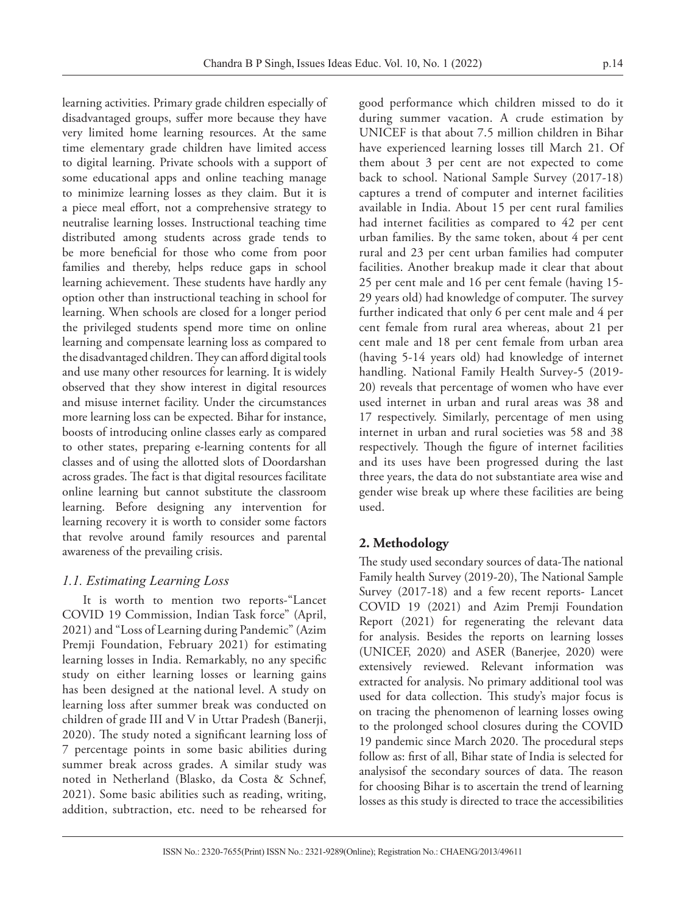learning activities. Primary grade children especially of disadvantaged groups, suffer more because they have very limited home learning resources. At the same time elementary grade children have limited access to digital learning. Private schools with a support of some educational apps and online teaching manage to minimize learning losses as they claim. But it is a piece meal effort, not a comprehensive strategy to neutralise learning losses. Instructional teaching time distributed among students across grade tends to be more beneficial for those who come from poor families and thereby, helps reduce gaps in school learning achievement. These students have hardly any option other than instructional teaching in school for learning. When schools are closed for a longer period the privileged students spend more time on online learning and compensate learning loss as compared to the disadvantaged children. They can afford digital tools and use many other resources for learning. It is widely observed that they show interest in digital resources and misuse internet facility. Under the circumstances more learning loss can be expected. Bihar for instance, boosts of introducing online classes early as compared to other states, preparing e-learning contents for all classes and of using the allotted slots of Doordarshan across grades. The fact is that digital resources facilitate online learning but cannot substitute the classroom learning. Before designing any intervention for learning recovery it is worth to consider some factors that revolve around family resources and parental awareness of the prevailing crisis.

### *1.1. Estimating Learning Loss*

It is worth to mention two reports-"Lancet COVID 19 Commission, Indian Task force" (April, 2021) and "Loss of Learning during Pandemic" (Azim Premji Foundation, February 2021) for estimating learning losses in India. Remarkably, no any specific study on either learning losses or learning gains has been designed at the national level. A study on learning loss after summer break was conducted on children of grade III and V in Uttar Pradesh (Banerji, 2020). The study noted a significant learning loss of 7 percentage points in some basic abilities during summer break across grades. A similar study was noted in Netherland (Blasko, da Costa & Schnef, 2021). Some basic abilities such as reading, writing, addition, subtraction, etc. need to be rehearsed for good performance which children missed to do it during summer vacation. A crude estimation by UNICEF is that about 7.5 million children in Bihar have experienced learning losses till March 21. Of them about 3 per cent are not expected to come back to school. National Sample Survey (2017-18) captures a trend of computer and internet facilities available in India. About 15 per cent rural families had internet facilities as compared to 42 per cent urban families. By the same token, about 4 per cent rural and 23 per cent urban families had computer facilities. Another breakup made it clear that about 25 per cent male and 16 per cent female (having 15-29 years old) had knowledge of computer. The survey further indicated that only 6 per cent male and 4 per cent female from rural area whereas, about 21 per cent male and 18 per cent female from urban area (having 5-14 years old) had knowledge of internet handling. National Family Health Survey-5 (2019-20) reveals that percentage of women who have ever used internet in urban and rural areas was 38 and 17 respectively. Similarly, percentage of men using internet in urban and rural societies was 58 and 38 respectively. Though the figure of internet facilities and its uses have been progressed during the last three years, the data do not substantiate area wise and gender wise break up where these facilities are being used.

## 2. Methodology

The study used secondary sources of data-The national Family health Survey (2019-20), The National Sample Survey (2017-18) and a few recent reports- Lancet COVID 19 (2021) and Azim Premji Foundation Report (2021) for regenerating the relevant data for analysis. Besides the reports on learning losses (UNICEF, 2020) and ASER (Banerjee, 2020) were extensively reviewed. Relevant information was extracted for analysis. No primary additional tool was used for data collection. This study's major focus is on tracing the phenomenon of learning losses owing to the prolonged school closures during the COVID 19 pandemic since March 2020. The procedural steps follow as: first of all, Bihar state of India is selected for analysisof the secondary sources of data. The reason for choosing Bihar is to ascertain the trend of learning losses as this study is directed to trace the accessibilities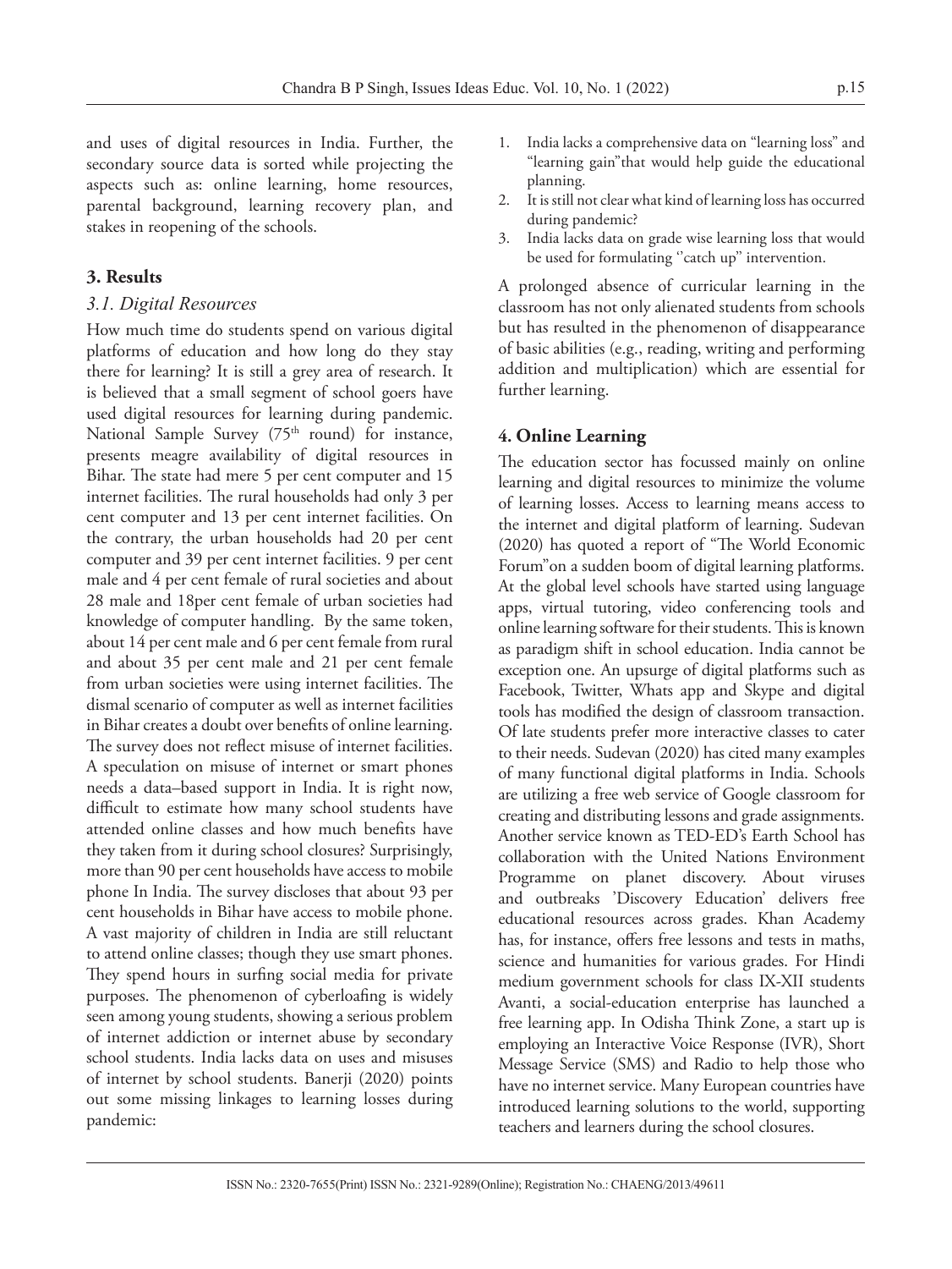and uses of digital resources in India. Further, the secondary source data is sorted while projecting the aspects such as: online learning, home resources, parental background, learning recovery plan, and stakes in reopening of the schools.

## 3. Results

### *3.1. Digital Resources*

How much time do students spend on various digital platforms of education and how long do they stay there for learning? It is still a grey area of research. It is believed that a small segment of school goers have used digital resources for learning during pandemic. National Sample Survey (75th round) for instance, presents meagre availability of digital resources in Bihar. The state had mere 5 per cent computer and 15 internet facilities. The rural households had only 3 per cent computer and 13 per cent internet facilities. On the contrary, the urban households had 20 per cent computer and 39 per cent internet facilities. 9 per cent male and 4 per cent female of rural societies and about 28 male and 18per cent female of urban societies had knowledge of computer handling. By the same token, about 14 per cent male and 6 per cent female from rural and about 35 per cent male and 21 per cent female from urban societies were using internet facilities. The dismal scenario of computer as well as internet facilities in Bihar creates a doubt over benefits of online learning. The survey does not reflect misuse of internet facilities. A speculation on misuse of internet or smart phones needs a data–based support in India. It is right now, difficult to estimate how many school students have attended online classes and how much benefits have they taken from it during school closures? Surprisingly, more than 90 per cent households have access to mobile phone In India. The survey discloses that about 93 per cent households in Bihar have access to mobile phone. A vast majority of children in India are still reluctant to attend online classes; though they use smart phones. They spend hours in surfing social media for private purposes. The phenomenon of cyberloafing is widely seen among young students, showing a serious problem of internet addiction or internet abuse by secondary school students. India lacks data on uses and misuses of internet by school students. Banerji (2020) points out some missing linkages to learning losses during pandemic:

1. India lacks a comprehensive data on "learning loss" and "learning gain"that would help guide the educational planning.
2. It is still not clear what kind of learning loss has occurred during pandemic?
3. India lacks data on grade wise learning loss that would be used for formulating ''catch up" intervention.

A prolonged absence of curricular learning in the classroom has not only alienated students from schools but has resulted in the phenomenon of disappearance of basic abilities (e.g., reading, writing and performing addition and multiplication) which are essential for further learning.

## 4. Online Learning

The education sector has focussed mainly on online learning and digital resources to minimize the volume of learning losses. Access to learning means access to the internet and digital platform of learning. Sudevan (2020) has quoted a report of "The World Economic Forum"on a sudden boom of digital learning platforms. At the global level schools have started using language apps, virtual tutoring, video conferencing tools and online learning software for their students. This is known as paradigm shift in school education. India cannot be exception one. An upsurge of digital platforms such as Facebook, Twitter, Whats app and Skype and digital tools has modified the design of classroom transaction. Of late students prefer more interactive classes to cater to their needs. Sudevan (2020) has cited many examples of many functional digital platforms in India. Schools are utilizing a free web service of Google classroom for creating and distributing lessons and grade assignments. Another service known as TED-ED's Earth School has collaboration with the United Nations Environment Programme on planet discovery. About viruses and outbreaks 'Discovery Education' delivers free educational resources across grades. Khan Academy has, for instance, offers free lessons and tests in maths, science and humanities for various grades. For Hindi medium government schools for class IX-XII students Avanti, a social-education enterprise has launched a free learning app. In Odisha Think Zone, a start up is employing an Interactive Voice Response (IVR), Short Message Service (SMS) and Radio to help those who have no internet service. Many European countries have introduced learning solutions to the world, supporting teachers and learners during the school closures.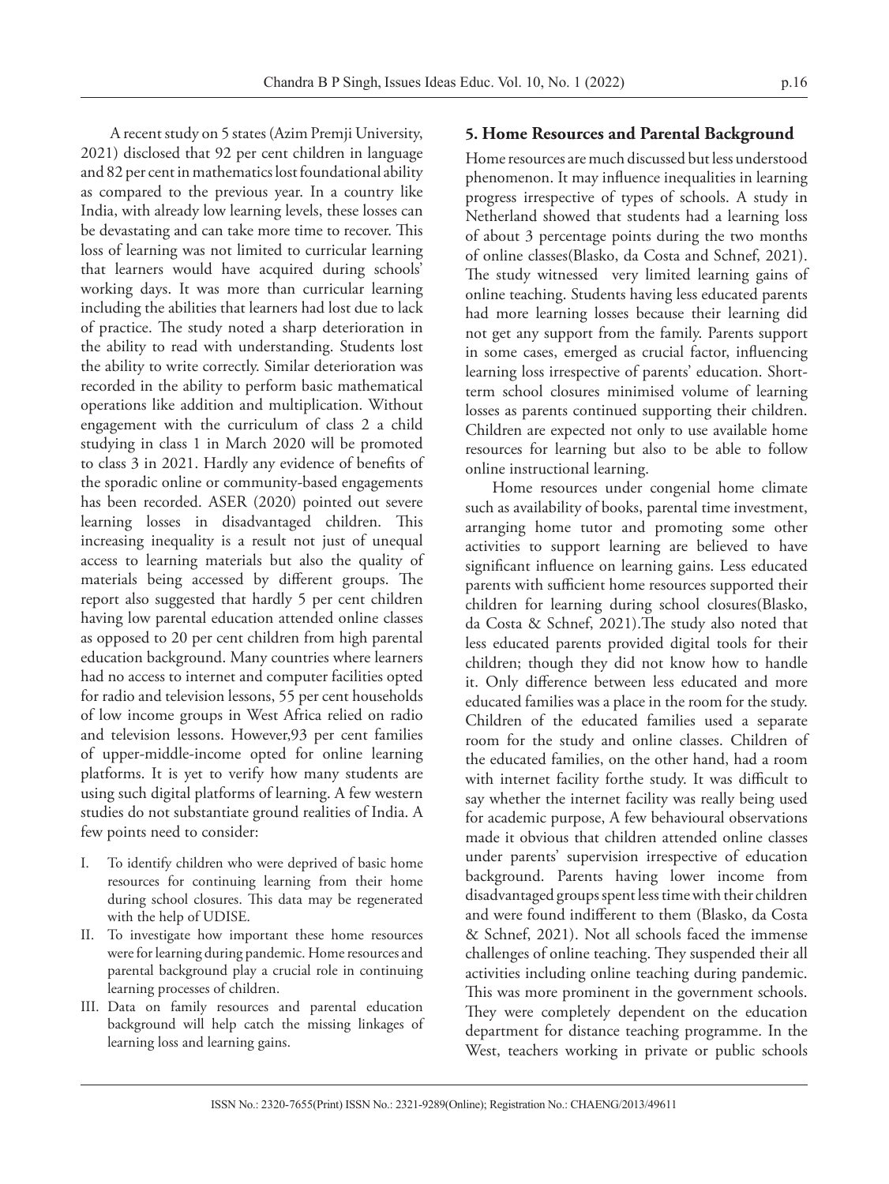A recent study on 5 states (Azim Premji University, 2021) disclosed that 92 per cent children in language and 82 per cent in mathematics lost foundational ability as compared to the previous year. In a country like India, with already low learning levels, these losses can be devastating and can take more time to recover. This loss of learning was not limited to curricular learning that learners would have acquired during schools' working days. It was more than curricular learning including the abilities that learners had lost due to lack of practice. The study noted a sharp deterioration in the ability to read with understanding. Students lost the ability to write correctly. Similar deterioration was recorded in the ability to perform basic mathematical operations like addition and multiplication. Without engagement with the curriculum of class 2 a child studying in class 1 in March 2020 will be promoted to class 3 in 2021. Hardly any evidence of benefits of the sporadic online or community-based engagements has been recorded. ASER (2020) pointed out severe learning losses in disadvantaged children. This increasing inequality is a result not just of unequal access to learning materials but also the quality of materials being accessed by different groups. The report also suggested that hardly 5 per cent children having low parental education attended online classes as opposed to 20 per cent children from high parental education background. Many countries where learners had no access to internet and computer facilities opted for radio and television lessons, 55 per cent households of low income groups in West Africa relied on radio and television lessons. However,93 per cent families of upper-middle-income opted for online learning platforms. It is yet to verify how many students are using such digital platforms of learning. A few western studies do not substantiate ground realities of India. A few points need to consider:

I. To identify children who were deprived of basic home resources for continuing learning from their home during school closures. This data may be regenerated with the help of UDISE.
II. To investigate how important these home resources were for learning during pandemic. Home resources and parental background play a crucial role in continuing learning processes of children.
III. Data on family resources and parental education background will help catch the missing linkages of learning loss and learning gains.

## 5. Home Resources and Parental Background

Home resources are much discussed but less understood phenomenon. It may influence inequalities in learning progress irrespective of types of schools. A study in Netherland showed that students had a learning loss of about 3 percentage points during the two months of online classes(Blasko, da Costa and Schnef, 2021). The study witnessed very limited learning gains of online teaching. Students having less educated parents had more learning losses because their learning did not get any support from the family. Parents support in some cases, emerged as crucial factor, influencing learning loss irrespective of parents' education. Short-term school closures minimised volume of learning losses as parents continued supporting their children. Children are expected not only to use available home resources for learning but also to be able to follow online instructional learning.

Home resources under congenial home climate such as availability of books, parental time investment, arranging home tutor and promoting some other activities to support learning are believed to have significant influence on learning gains. Less educated parents with sufficient home resources supported their children for learning during school closures(Blasko, da Costa & Schnef, 2021).The study also noted that less educated parents provided digital tools for their children; though they did not know how to handle it. Only difference between less educated and more educated families was a place in the room for the study. Children of the educated families used a separate room for the study and online classes. Children of the educated families, on the other hand, had a room with internet facility forthe study. It was difficult to say whether the internet facility was really being used for academic purpose, A few behavioural observations made it obvious that children attended online classes under parents' supervision irrespective of education background. Parents having lower income from disadvantaged groups spent less time with their children and were found indifferent to them (Blasko, da Costa & Schnef, 2021). Not all schools faced the immense challenges of online teaching. They suspended their all activities including online teaching during pandemic. This was more prominent in the government schools. They were completely dependent on the education department for distance teaching programme. In the West, teachers working in private or public schools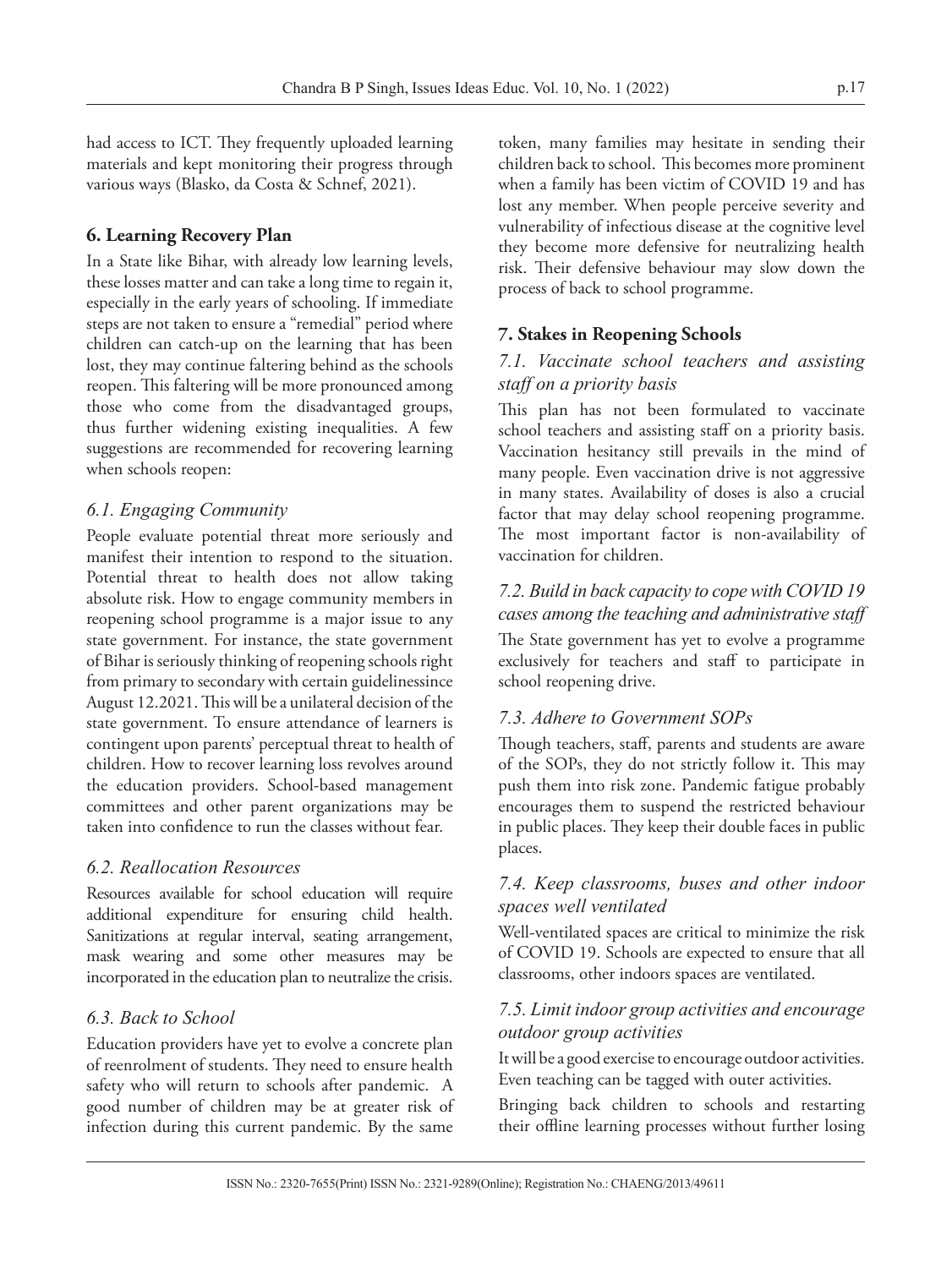had access to ICT. They frequently uploaded learning materials and kept monitoring their progress through various ways (Blasko, da Costa & Schnef, 2021).

## 6. Learning Recovery Plan

In a State like Bihar, with already low learning levels, these losses matter and can take a long time to regain it, especially in the early years of schooling. If immediate steps are not taken to ensure a "remedial" period where children can catch-up on the learning that has been lost, they may continue faltering behind as the schools reopen. This faltering will be more pronounced among those who come from the disadvantaged groups, thus further widening existing inequalities. A few suggestions are recommended for recovering learning when schools reopen:

### *6.1. Engaging Community*

People evaluate potential threat more seriously and manifest their intention to respond to the situation. Potential threat to health does not allow taking absolute risk. How to engage community members in reopening school programme is a major issue to any state government. For instance, the state government of Bihar is seriously thinking of reopening schools right from primary to secondary with certain guidelinessince August 12.2021. This will be a unilateral decision of the state government. To ensure attendance of learners is contingent upon parents' perceptual threat to health of children. How to recover learning loss revolves around the education providers. School-based management committees and other parent organizations may be taken into confidence to run the classes without fear.

### *6.2. Reallocation Resources*

Resources available for school education will require additional expenditure for ensuring child health. Sanitizations at regular interval, seating arrangement, mask wearing and some other measures may be incorporated in the education plan to neutralize the crisis.

### *6.3. Back to School*

Education providers have yet to evolve a concrete plan of reenrolment of students. They need to ensure health safety who will return to schools after pandemic. A good number of children may be at greater risk of infection during this current pandemic. By the same token, many families may hesitate in sending their children back to school. This becomes more prominent when a family has been victim of COVID 19 and has lost any member. When people perceive severity and vulnerability of infectious disease at the cognitive level they become more defensive for neutralizing health risk. Their defensive behaviour may slow down the process of back to school programme.

## 7. Stakes in Reopening Schools

### *7.1. Vaccinate school teachers and assisting staff on a priority basis*

This plan has not been formulated to vaccinate school teachers and assisting staff on a priority basis. Vaccination hesitancy still prevails in the mind of many people. Even vaccination drive is not aggressive in many states. Availability of doses is also a crucial factor that may delay school reopening programme. The most important factor is non-availability of vaccination for children.

### *7.2. Build in back capacity to cope with COVID 19 cases among the teaching and administrative staff*

The State government has yet to evolve a programme exclusively for teachers and staff to participate in school reopening drive.

### *7.3. Adhere to Government SOPs*

Though teachers, staff, parents and students are aware of the SOPs, they do not strictly follow it. This may push them into risk zone. Pandemic fatigue probably encourages them to suspend the restricted behaviour in public places. They keep their double faces in public places.

### *7.4. Keep classrooms, buses and other indoor spaces well ventilated*

Well-ventilated spaces are critical to minimize the risk of COVID 19. Schools are expected to ensure that all classrooms, other indoors spaces are ventilated.

### *7.5. Limit indoor group activities and encourage outdoor group activities*

It will be a good exercise to encourage outdoor activities. Even teaching can be tagged with outer activities.

Bringing back children to schools and restarting their offline learning processes without further losing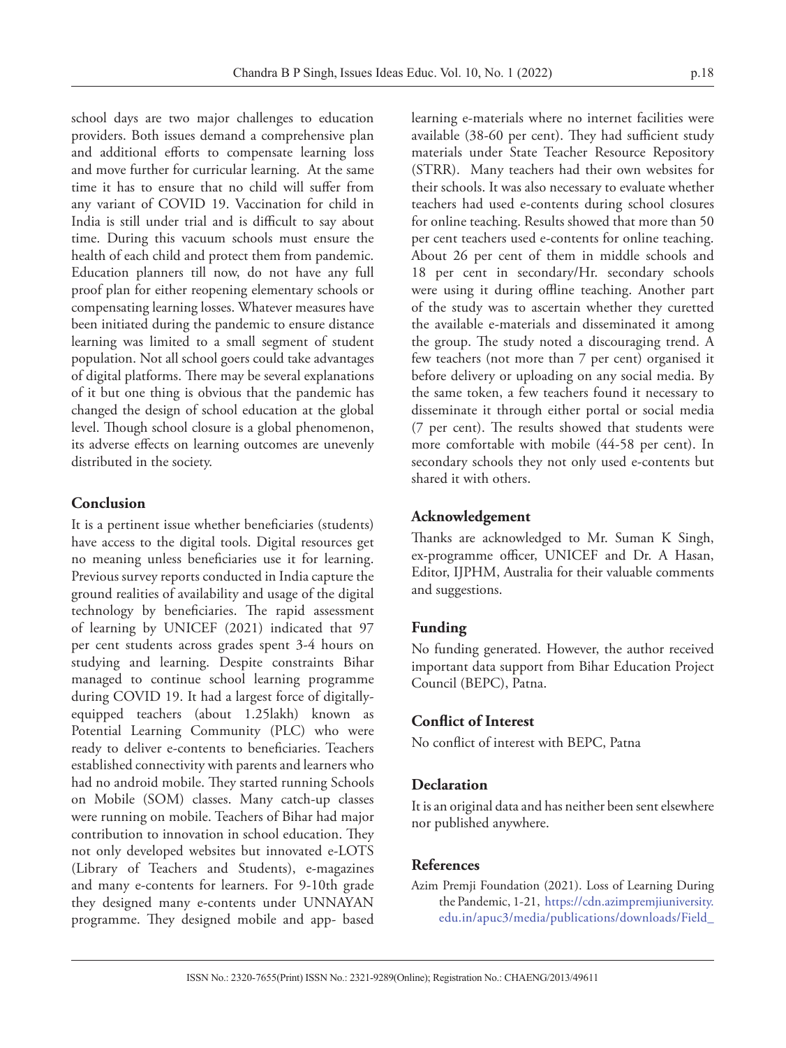school days are two major challenges to education providers. Both issues demand a comprehensive plan and additional efforts to compensate learning loss and move further for curricular learning. At the same time it has to ensure that no child will suffer from any variant of COVID 19. Vaccination for child in India is still under trial and is difficult to say about time. During this vacuum schools must ensure the health of each child and protect them from pandemic. Education planners till now, do not have any full proof plan for either reopening elementary schools or compensating learning losses. Whatever measures have been initiated during the pandemic to ensure distance learning was limited to a small segment of student population. Not all school goers could take advantages of digital platforms. There may be several explanations of it but one thing is obvious that the pandemic has changed the design of school education at the global level. Though school closure is a global phenomenon, its adverse effects on learning outcomes are unevenly distributed in the society.

## Conclusion

It is a pertinent issue whether beneficiaries (students) have access to the digital tools. Digital resources get no meaning unless beneficiaries use it for learning. Previous survey reports conducted in India capture the ground realities of availability and usage of the digital technology by beneficiaries. The rapid assessment of learning by UNICEF (2021) indicated that 97 per cent students across grades spent 3-4 hours on studying and learning. Despite constraints Bihar managed to continue school learning programme during COVID 19. It had a largest force of digitally-equipped teachers (about 1.25lakh) known as Potential Learning Community (PLC) who were ready to deliver e-contents to beneficiaries. Teachers established connectivity with parents and learners who had no android mobile. They started running Schools on Mobile (SOM) classes. Many catch-up classes were running on mobile. Teachers of Bihar had major contribution to innovation in school education. They not only developed websites but innovated e-LOTS (Library of Teachers and Students), e-magazines and many e-contents for learners. For 9-10th grade they designed many e-contents under UNNAYAN programme. They designed mobile and app- based learning e-materials where no internet facilities were available (38-60 per cent). They had sufficient study materials under State Teacher Resource Repository (STRR). Many teachers had their own websites for their schools. It was also necessary to evaluate whether teachers had used e-contents during school closures for online teaching. Results showed that more than 50 per cent teachers used e-contents for online teaching. About 26 per cent of them in middle schools and 18 per cent in secondary/Hr. secondary schools were using it during offline teaching. Another part of the study was to ascertain whether they curetted the available e-materials and disseminated it among the group. The study noted a discouraging trend. A few teachers (not more than 7 per cent) organised it before delivery or uploading on any social media. By the same token, a few teachers found it necessary to disseminate it through either portal or social media (7 per cent). The results showed that students were more comfortable with mobile (44-58 per cent). In secondary schools they not only used e-contents but shared it with others.

## Acknowledgement

Thanks are acknowledged to Mr. Suman K Singh, ex-programme officer, UNICEF and Dr. A Hasan, Editor, IJPHM, Australia for their valuable comments and suggestions.

## Funding

No funding generated. However, the author received important data support from Bihar Education Project Council (BEPC), Patna.

## Conflict of Interest

No conflict of interest with BEPC, Patna

## Declaration

It is an original data and has neither been sent elsewhere nor published anywhere.

## References

Azim Premji Foundation (2021). Loss of Learning During the Pandemic, 1-21, https://cdn.azimpremjiuniversity.edu.in/apuc3/media/publications/downloads/Field_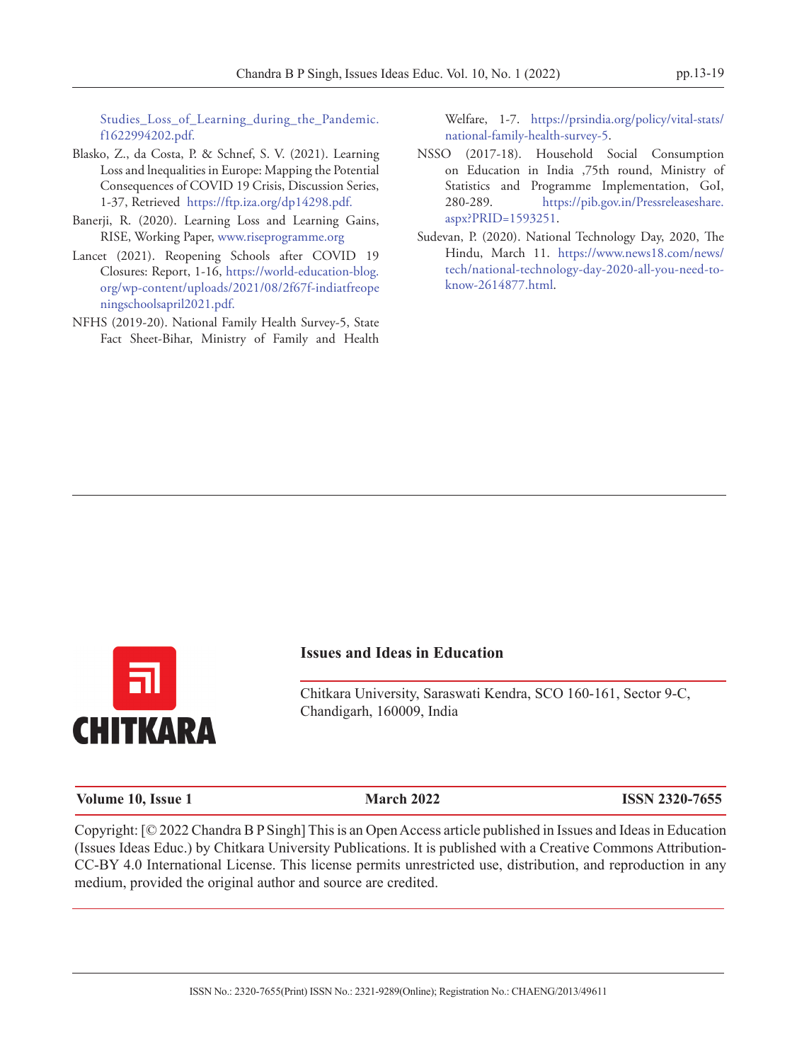Studies_Loss_of_Learning_during_the_Pandemic.f1622994202.pdf.

Blasko, Z., da Costa, P. & Schnef, S. V. (2021). Learning Loss and Inequalities in Europe: Mapping the Potential Consequences of COVID 19 Crisis, Discussion Series, 1-37, Retrieved https://ftp.iza.org/dp14298.pdf.

Banerji, R. (2020). Learning Loss and Learning Gains, RISE, Working Paper, www.riseprogramme.org

Lancet (2021). Reopening Schools after COVID 19 Closures: Report, 1-16, https://world-education-blog.org/wp-content/uploads/2021/08/2f67f-indiatfreopeningschoolsapril2021.pdf.

NFHS (2019-20). National Family Health Survey-5, State Fact Sheet-Bihar, Ministry of Family and Health Welfare, 1-7. https://prsindia.org/policy/vital-stats/national-family-health-survey-5.

NSSO (2017-18). Household Social Consumption on Education in India ,75th round, Ministry of Statistics and Programme Implementation, GoI, 280-289. https://pib.gov.in/Pressreleaseshare.aspx?PRID=1593251.

Sudevan, P. (2020). National Technology Day, 2020, The Hindu, March 11. https://www.news18.com/news/tech/national-technology-day-2020-all-you-need-to-know-2614877.html.

CHITKARA

**Issues and Ideas in Education**

Chitkara University, Saraswati Kendra, SCO 160-161, Sector 9-C, Chandigarh, 160009, India

| | | |
|---|---|---|
| **Volume 10, Issue 1** | **March 2022** | **ISSN 2320-7655** |

Copyright: [© 2022 Chandra B P Singh] This is an Open Access article published in Issues and Ideas in Education (Issues Ideas Educ.) by Chitkara University Publications. It is published with a Creative Commons Attribution-CC-BY 4.0 International License. This license permits unrestricted use, distribution, and reproduction in any medium, provided the original author and source are credited.